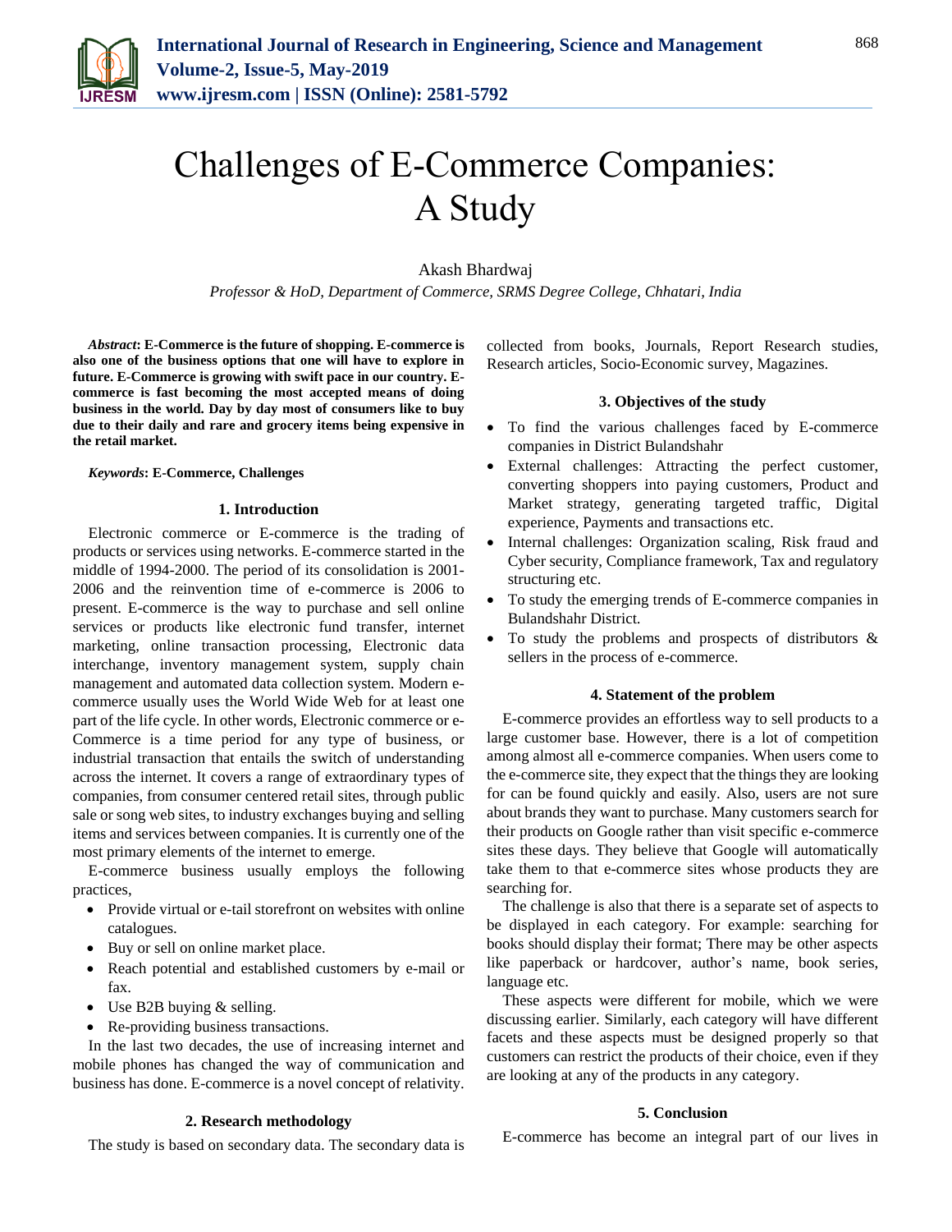# Challenges of E-Commerce Companies: A Study

Akash Bhardwaj

*Professor & HoD, Department of Commerce, SRMS Degree College, Chhatari, India*

***Abstract*****: E-Commerce is the future of shopping. E-commerce is also one of the business options that one will have to explore in future. E-Commerce is growing with swift pace in our country. E-commerce is fast becoming the most accepted means of doing business in the world. Day by day most of consumers like to buy due to their daily and rare and grocery items being expensive in the retail market.**

***Keywords*****: E-Commerce, Challenges**

## 1. Introduction

Electronic commerce or E-commerce is the trading of products or services using networks. E-commerce started in the middle of 1994-2000. The period of its consolidation is 2001-2006 and the reinvention time of e-commerce is 2006 to present. E-commerce is the way to purchase and sell online services or products like electronic fund transfer, internet marketing, online transaction processing, Electronic data interchange, inventory management system, supply chain management and automated data collection system. Modern e-commerce usually uses the World Wide Web for at least one part of the life cycle. In other words, Electronic commerce or e-Commerce is a time period for any type of business, or industrial transaction that entails the switch of understanding across the internet. It covers a range of extraordinary types of companies, from consumer centered retail sites, through public sale or song web sites, to industry exchanges buying and selling items and services between companies. It is currently one of the most primary elements of the internet to emerge.

E-commerce business usually employs the following practices,

- Provide virtual or e-tail storefront on websites with online catalogues.
- Buy or sell on online market place.
- Reach potential and established customers by e-mail or fax.
- Use B2B buying & selling.
- Re-providing business transactions.

In the last two decades, the use of increasing internet and mobile phones has changed the way of communication and business has done. E-commerce is a novel concept of relativity.

## 2. Research methodology

The study is based on secondary data. The secondary data is collected from books, Journals, Report Research studies, Research articles, Socio-Economic survey, Magazines.

## 3. Objectives of the study

- To find the various challenges faced by E-commerce companies in District Bulandshahr
- External challenges: Attracting the perfect customer, converting shoppers into paying customers, Product and Market strategy, generating targeted traffic, Digital experience, Payments and transactions etc.
- Internal challenges: Organization scaling, Risk fraud and Cyber security, Compliance framework, Tax and regulatory structuring etc.
- To study the emerging trends of E-commerce companies in Bulandshahr District.
- To study the problems and prospects of distributors & sellers in the process of e-commerce.

## 4. Statement of the problem

E-commerce provides an effortless way to sell products to a large customer base. However, there is a lot of competition among almost all e-commerce companies. When users come to the e-commerce site, they expect that the things they are looking for can be found quickly and easily. Also, users are not sure about brands they want to purchase. Many customers search for their products on Google rather than visit specific e-commerce sites these days. They believe that Google will automatically take them to that e-commerce sites whose products they are searching for.

The challenge is also that there is a separate set of aspects to be displayed in each category. For example: searching for books should display their format; There may be other aspects like paperback or hardcover, author's name, book series, language etc.

These aspects were different for mobile, which we were discussing earlier. Similarly, each category will have different facets and these aspects must be designed properly so that customers can restrict the products of their choice, even if they are looking at any of the products in any category.

## 5. Conclusion

E-commerce has become an integral part of our lives in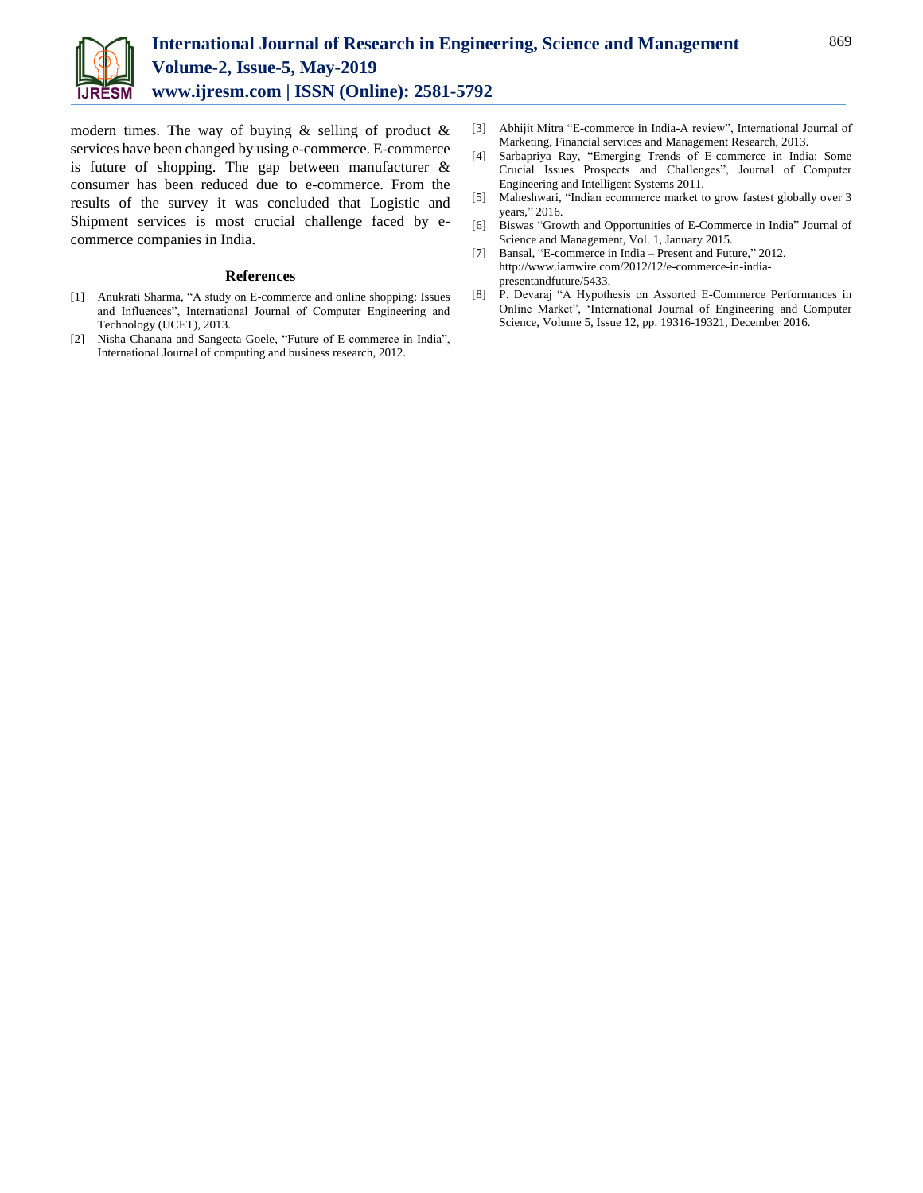modern times. The way of buying & selling of product & services have been changed by using e-commerce. E-commerce is future of shopping. The gap between manufacturer & consumer has been reduced due to e-commerce. From the results of the survey it was concluded that Logistic and Shipment services is most crucial challenge faced by e-commerce companies in India.

## References

[1] Anukrati Sharma, "A study on E-commerce and online shopping: Issues and Influences", International Journal of Computer Engineering and Technology (IJCET), 2013.

[2] Nisha Chanana and Sangeeta Goele, "Future of E-commerce in India", International Journal of computing and business research, 2012.

[3] Abhijit Mitra "E-commerce in India-A review", International Journal of Marketing, Financial services and Management Research, 2013.

[4] Sarbapriya Ray, "Emerging Trends of E-commerce in India: Some Crucial Issues Prospects and Challenges", Journal of Computer Engineering and Intelligent Systems 2011.

[5] Maheshwari, "Indian ecommerce market to grow fastest globally over 3 years," 2016.

[6] Biswas "Growth and Opportunities of E-Commerce in India" Journal of Science and Management, Vol. 1, January 2015.

[7] Bansal, "E-commerce in India – Present and Future," 2012. http://www.iamwire.com/2012/12/e-commerce-in-india-presentandfuture/5433.

[8] P. Devaraj "A Hypothesis on Assorted E-Commerce Performances in Online Market", 'International Journal of Engineering and Computer Science, Volume 5, Issue 12, pp. 19316-19321, December 2016.